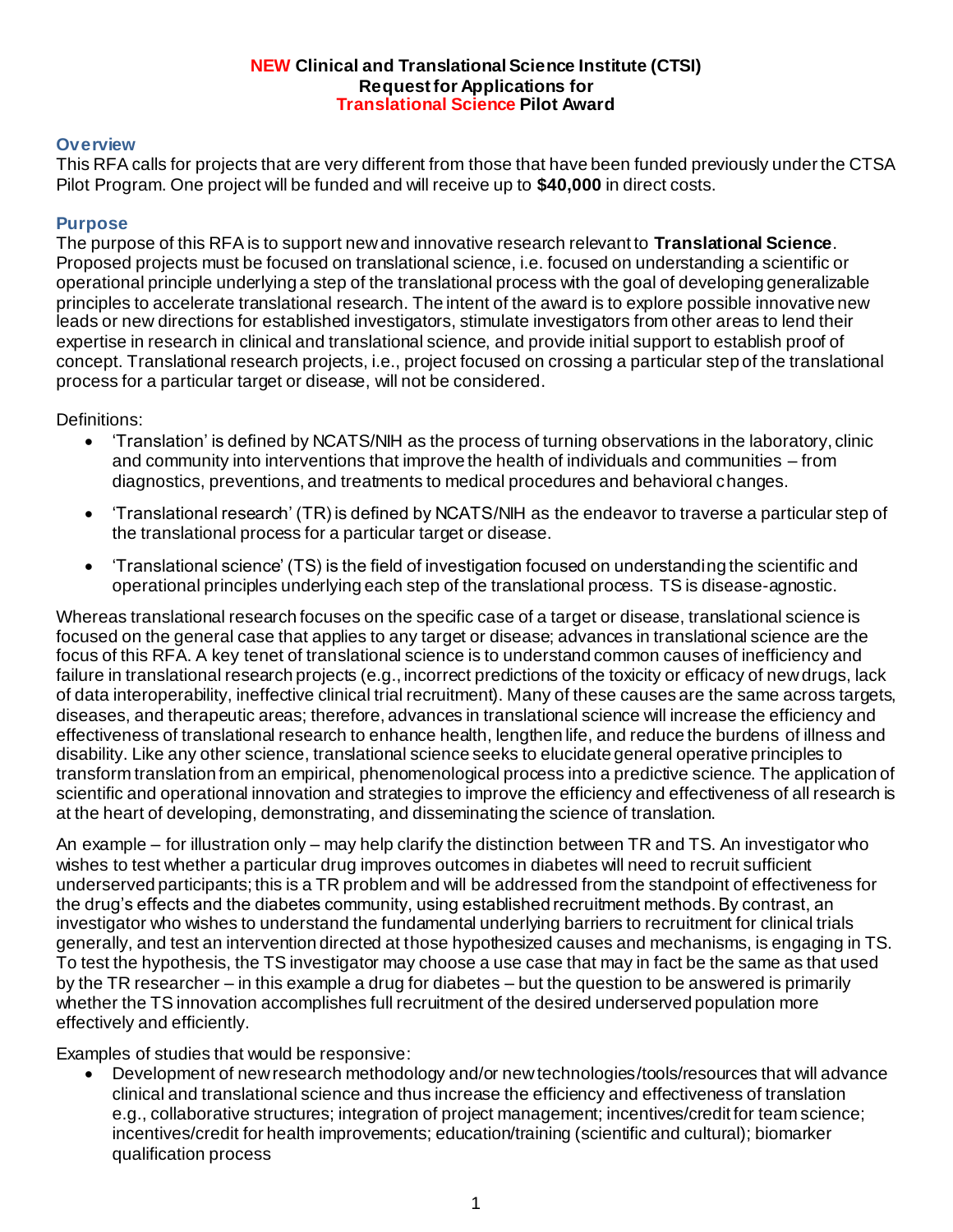# **NEW Clinical and Translational Science Institute (CTSI)**
# **Request for Applications for**
# **Translational Science Pilot Award**

## Overview

This RFA calls for projects that are very different from those that have been funded previously under the CTSA Pilot Program. One project will be funded and will receive up to **$40,000** in direct costs.

## Purpose

The purpose of this RFA is to support new and innovative research relevant to **Translational Science**. Proposed projects must be focused on translational science, i.e. focused on understanding a scientific or operational principle underlying a step of the translational process with the goal of developing generalizable principles to accelerate translational research. The intent of the award is to explore possible innovative new leads or new directions for established investigators, stimulate investigators from other areas to lend their expertise in research in clinical and translational science, and provide initial support to establish proof of concept. Translational research projects, i.e., project focused on crossing a particular step of the translational process for a particular target or disease, will not be considered.

Definitions:

- 'Translation' is defined by NCATS/NIH as the process of turning observations in the laboratory, clinic and community into interventions that improve the health of individuals and communities – from diagnostics, preventions, and treatments to medical procedures and behavioral changes.
- 'Translational research' (TR) is defined by NCATS/NIH as the endeavor to traverse a particular step of the translational process for a particular target or disease.
- 'Translational science' (TS) is the field of investigation focused on understanding the scientific and operational principles underlying each step of the translational process. TS is disease-agnostic.

Whereas translational research focuses on the specific case of a target or disease, translational science is focused on the general case that applies to any target or disease; advances in translational science are the focus of this RFA. A key tenet of translational science is to understand common causes of inefficiency and failure in translational research projects (e.g., incorrect predictions of the toxicity or efficacy of new drugs, lack of data interoperability, ineffective clinical trial recruitment). Many of these causes are the same across targets, diseases, and therapeutic areas; therefore, advances in translational science will increase the efficiency and effectiveness of translational research to enhance health, lengthen life, and reduce the burdens of illness and disability. Like any other science, translational science seeks to elucidate general operative principles to transform translation from an empirical, phenomenological process into a predictive science. The application of scientific and operational innovation and strategies to improve the efficiency and effectiveness of all research is at the heart of developing, demonstrating, and disseminating the science of translation.

An example – for illustration only – may help clarify the distinction between TR and TS. An investigator who wishes to test whether a particular drug improves outcomes in diabetes will need to recruit sufficient underserved participants; this is a TR problem and will be addressed from the standpoint of effectiveness for the drug's effects and the diabetes community, using established recruitment methods. By contrast, an investigator who wishes to understand the fundamental underlying barriers to recruitment for clinical trials generally, and test an intervention directed at those hypothesized causes and mechanisms, is engaging in TS. To test the hypothesis, the TS investigator may choose a use case that may in fact be the same as that used by the TR researcher – in this example a drug for diabetes – but the question to be answered is primarily whether the TS innovation accomplishes full recruitment of the desired underserved population more effectively and efficiently.

Examples of studies that would be responsive:

- Development of new research methodology and/or new technologies/tools/resources that will advance clinical and translational science and thus increase the efficiency and effectiveness of translation e.g., collaborative structures; integration of project management; incentives/credit for team science; incentives/credit for health improvements; education/training (scientific and cultural); biomarker qualification process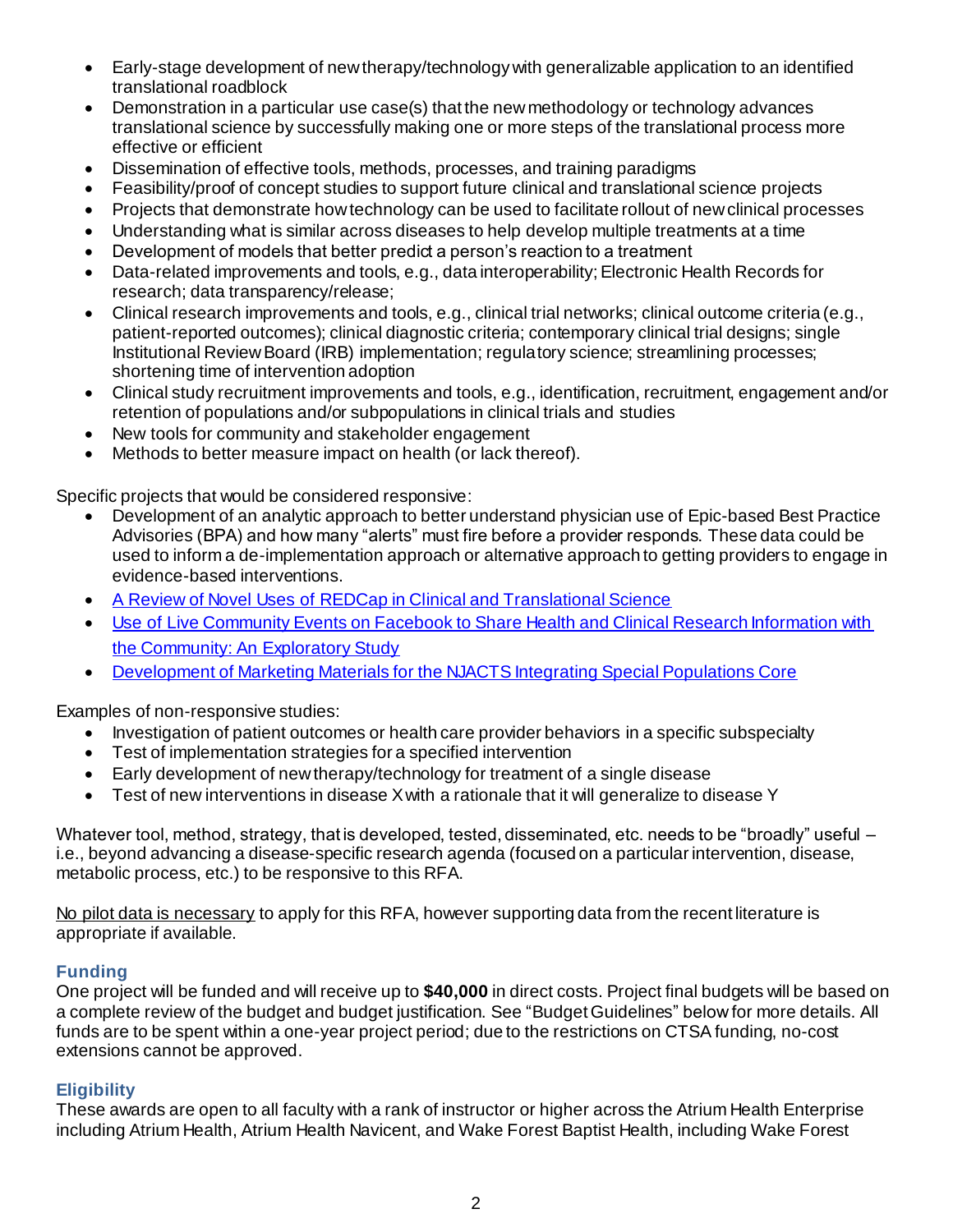- Early-stage development of new therapy/technology with generalizable application to an identified translational roadblock
- Demonstration in a particular use case(s) that the new methodology or technology advances translational science by successfully making one or more steps of the translational process more effective or efficient
- Dissemination of effective tools, methods, processes, and training paradigms
- Feasibility/proof of concept studies to support future clinical and translational science projects
- Projects that demonstrate how technology can be used to facilitate rollout of new clinical processes
- Understanding what is similar across diseases to help develop multiple treatments at a time
- Development of models that better predict a person's reaction to a treatment
- Data-related improvements and tools, e.g., data interoperability; Electronic Health Records for research; data transparency/release;
- Clinical research improvements and tools, e.g., clinical trial networks; clinical outcome criteria (e.g., patient-reported outcomes); clinical diagnostic criteria; contemporary clinical trial designs; single Institutional Review Board (IRB) implementation; regulatory science; streamlining processes; shortening time of intervention adoption
- Clinical study recruitment improvements and tools, e.g., identification, recruitment, engagement and/or retention of populations and/or subpopulations in clinical trials and studies
- New tools for community and stakeholder engagement
- Methods to better measure impact on health (or lack thereof).

Specific projects that would be considered responsive:

- Development of an analytic approach to better understand physician use of Epic-based Best Practice Advisories (BPA) and how many "alerts" must fire before a provider responds. These data could be used to inform a de-implementation approach or alternative approach to getting providers to engage in evidence-based interventions.
- A Review of Novel Uses of REDCap in Clinical and Translational Science
- Use of Live Community Events on Facebook to Share Health and Clinical Research Information with the Community: An Exploratory Study
- Development of Marketing Materials for the NJACTS Integrating Special Populations Core

Examples of non-responsive studies:

- Investigation of patient outcomes or health care provider behaviors in a specific subspecialty
- Test of implementation strategies for a specified intervention
- Early development of new therapy/technology for treatment of a single disease
- Test of new interventions in disease X with a rationale that it will generalize to disease Y

Whatever tool, method, strategy, that is developed, tested, disseminated, etc. needs to be "broadly" useful – i.e., beyond advancing a disease-specific research agenda (focused on a particular intervention, disease, metabolic process, etc.) to be responsive to this RFA.

No pilot data is necessary to apply for this RFA, however supporting data from the recent literature is appropriate if available.

### Funding

One project will be funded and will receive up to **$40,000** in direct costs. Project final budgets will be based on a complete review of the budget and budget justification. See "Budget Guidelines" below for more details. All funds are to be spent within a one-year project period; due to the restrictions on CTSA funding, no-cost extensions cannot be approved.

### Eligibility

These awards are open to all faculty with a rank of instructor or higher across the Atrium Health Enterprise including Atrium Health, Atrium Health Navicent, and Wake Forest Baptist Health, including Wake Forest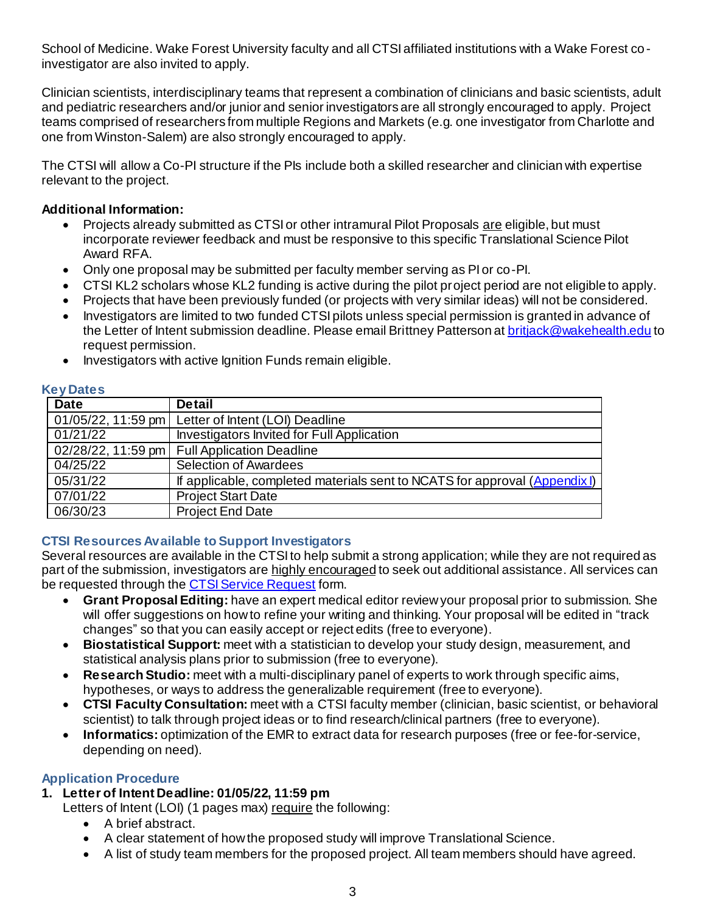School of Medicine. Wake Forest University faculty and all CTSI affiliated institutions with a Wake Forest co-investigator are also invited to apply.

Clinician scientists, interdisciplinary teams that represent a combination of clinicians and basic scientists, adult and pediatric researchers and/or junior and senior investigators are all strongly encouraged to apply. Project teams comprised of researchers from multiple Regions and Markets (e.g. one investigator from Charlotte and one from Winston-Salem) are also strongly encouraged to apply.

The CTSI will allow a Co-PI structure if the PIs include both a skilled researcher and clinician with expertise relevant to the project.

**Additional Information:**

- Projects already submitted as CTSI or other intramural Pilot Proposals <u>are</u> eligible, but must incorporate reviewer feedback and must be responsive to this specific Translational Science Pilot Award RFA.
- Only one proposal may be submitted per faculty member serving as PI or co-PI.
- CTSI KL2 scholars whose KL2 funding is active during the pilot project period are not eligible to apply.
- Projects that have been previously funded (or projects with very similar ideas) will not be considered.
- Investigators are limited to two funded CTSI pilots unless special permission is granted in advance of the Letter of Intent submission deadline. Please email Brittney Patterson at britjack@wakehealth.edu to request permission.
- Investigators with active Ignition Funds remain eligible.

### Key Dates

| Date | Detail |
|---|---|
| 01/05/22, 11:59 pm | Letter of Intent (LOI) Deadline |
| 01/21/22 | Investigators Invited for Full Application |
| 02/28/22, 11:59 pm | Full Application Deadline |
| 04/25/22 | Selection of Awardees |
| 05/31/22 | If applicable, completed materials sent to NCATS for approval (Appendix I) |
| 07/01/22 | Project Start Date |
| 06/30/23 | Project End Date |

### CTSI Resources Available to Support Investigators

Several resources are available in the CTSI to help submit a strong application; while they are not required as part of the submission, investigators are <u>highly encouraged</u> to seek out additional assistance. All services can be requested through the CTSI Service Request form.

- **Grant Proposal Editing:** have an expert medical editor review your proposal prior to submission. She will offer suggestions on how to refine your writing and thinking. Your proposal will be edited in "track changes" so that you can easily accept or reject edits (free to everyone).
- **Biostatistical Support:** meet with a statistician to develop your study design, measurement, and statistical analysis plans prior to submission (free to everyone).
- **Research Studio:** meet with a multi-disciplinary panel of experts to work through specific aims, hypotheses, or ways to address the generalizable requirement (free to everyone).
- **CTSI Faculty Consultation:** meet with a CTSI faculty member (clinician, basic scientist, or behavioral scientist) to talk through project ideas or to find research/clinical partners (free to everyone).
- **Informatics:** optimization of the EMR to extract data for research purposes (free or fee-for-service, depending on need).

### Application Procedure

1. **Letter of Intent Deadline: 01/05/22, 11:59 pm**

   Letters of Intent (LOI) (1 pages max) <u>require</u> the following:

   - A brief abstract.
   - A clear statement of how the proposed study will improve Translational Science.
   - A list of study team members for the proposed project. All team members should have agreed.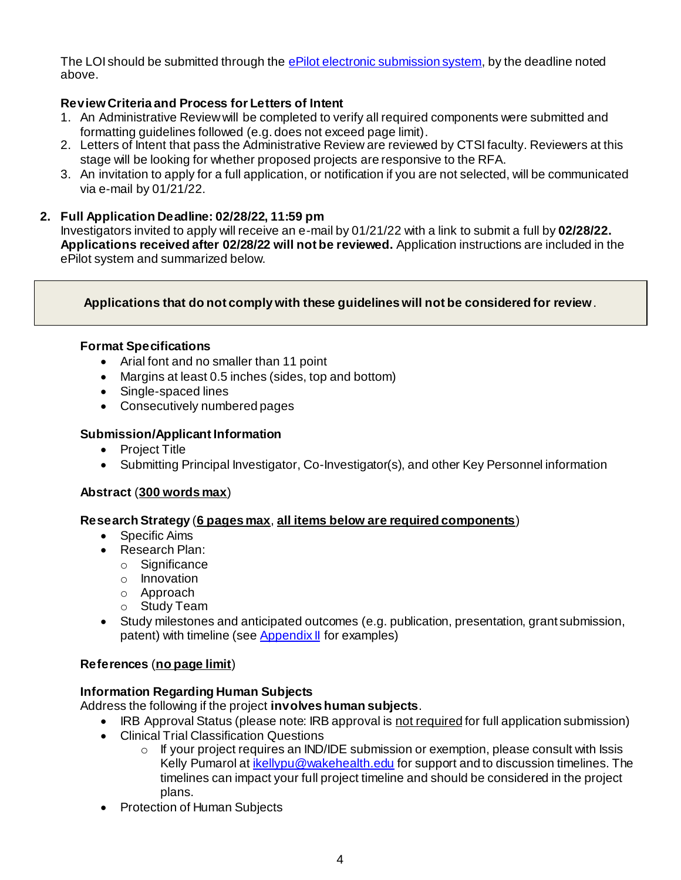The LOI should be submitted through the [ePilot electronic submission system](#), by the deadline noted above.

**Review Criteria and Process for Letters of Intent**

1. An Administrative Review will be completed to verify all required components were submitted and formatting guidelines followed (e.g. does not exceed page limit).
2. Letters of Intent that pass the Administrative Review are reviewed by CTSI faculty. Reviewers at this stage will be looking for whether proposed projects are responsive to the RFA.
3. An invitation to apply for a full application, or notification if you are not selected, will be communicated via e-mail by 01/21/22.

**2. Full Application Deadline: 02/28/22, 11:59 pm**

Investigators invited to apply will receive an e-mail by 01/21/22 with a link to submit a full by **02/28/22. Applications received after 02/28/22 will not be reviewed.** Application instructions are included in the ePilot system and summarized below.

> **Applications that do not comply with these guidelines will not be considered for review**.

**Format Specifications**

- Arial font and no smaller than 11 point
- Margins at least 0.5 inches (sides, top and bottom)
- Single-spaced lines
- Consecutively numbered pages

**Submission/Applicant Information**

- Project Title
- Submitting Principal Investigator, Co-Investigator(s), and other Key Personnel information

**Abstract** (**<u>300 words max</u>**)

**Research Strategy** (**<u>6 pages max</u>**, **<u>all items below are required components</u>**)

- Specific Aims
- Research Plan:
  - Significance
  - Innovation
  - Approach
  - Study Team
- Study milestones and anticipated outcomes (e.g. publication, presentation, grant submission, patent) with timeline (see [Appendix II](#) for examples)

**References** (**<u>no page limit</u>**)

**Information Regarding Human Subjects**

Address the following if the project **involves human subjects**.

- IRB Approval Status (please note: IRB approval is <u>not required</u> for full application submission)
- Clinical Trial Classification Questions
  - If your project requires an IND/IDE submission or exemption, please consult with Issis Kelly Pumarol at [ikellypu@wakehealth.edu](mailto:ikellypu@wakehealth.edu) for support and to discussion timelines. The timelines can impact your full project timeline and should be considered in the project plans.
- Protection of Human Subjects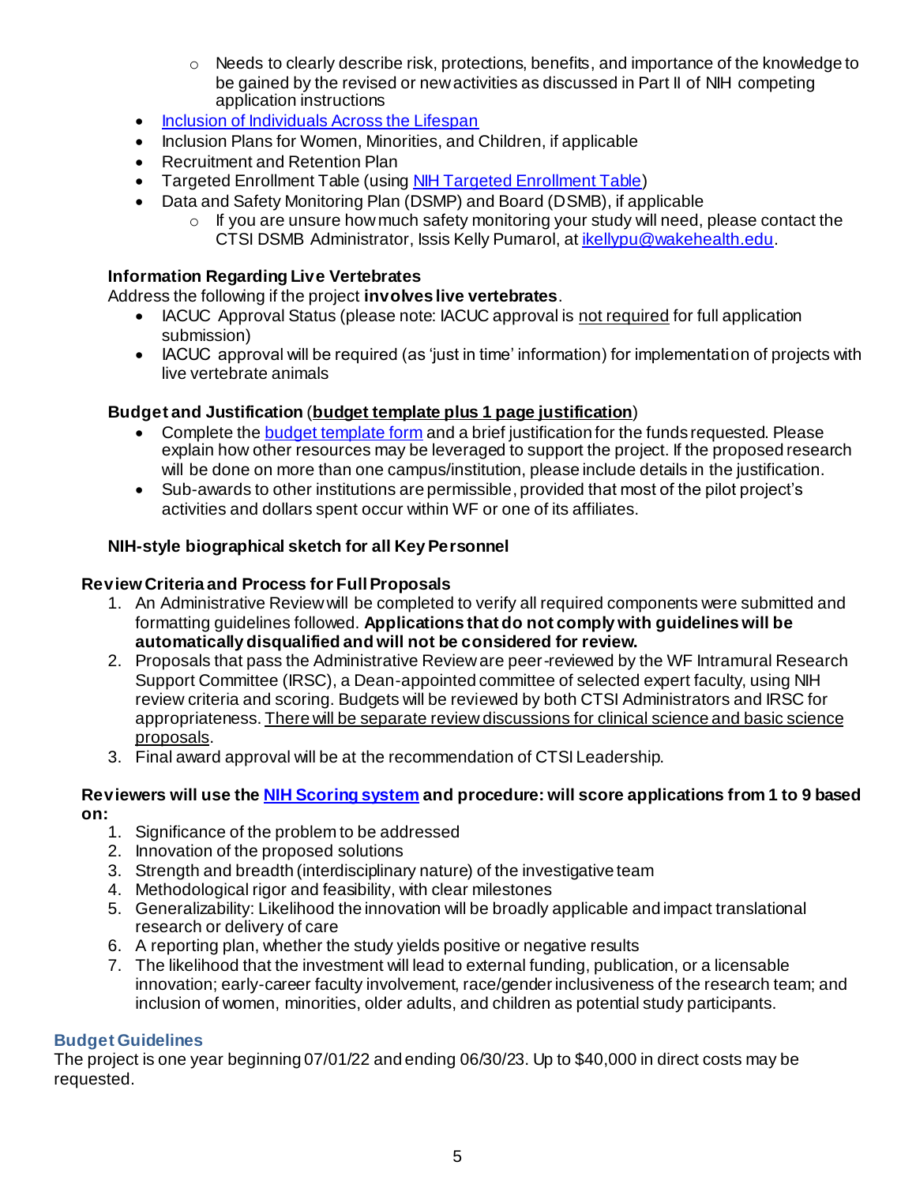- Needs to clearly describe risk, protections, benefits, and importance of the knowledge to be gained by the revised or new activities as discussed in Part II of NIH competing application instructions
- [Inclusion of Individuals Across the Lifespan]()
- Inclusion Plans for Women, Minorities, and Children, if applicable
- Recruitment and Retention Plan
- Targeted Enrollment Table (using [NIH Targeted Enrollment Table]())
- Data and Safety Monitoring Plan (DSMP) and Board (DSMB), if applicable
    - If you are unsure how much safety monitoring your study will need, please contact the CTSI DSMB Administrator, Issis Kelly Pumarol, at [ikellypu@wakehealth.edu]().

**Information Regarding Live Vertebrates**

Address the following if the project **involves live vertebrates**.

- IACUC Approval Status (please note: IACUC approval is <u>not required</u> for full application submission)
- IACUC approval will be required (as 'just in time' information) for implementation of projects with live vertebrate animals

**Budget and Justification** (**<u>budget template plus 1 page justification</u>**)

- Complete the [budget template form]() and a brief justification for the funds requested. Please explain how other resources may be leveraged to support the project. If the proposed research will be done on more than one campus/institution, please include details in the justification.
- Sub-awards to other institutions are permissible, provided that most of the pilot project's activities and dollars spent occur within WF or one of its affiliates.

**NIH-style biographical sketch for all Key Personnel**

**Review Criteria and Process for Full Proposals**

1. An Administrative Review will be completed to verify all required components were submitted and formatting guidelines followed. **Applications that do not comply with guidelines will be automatically disqualified and will not be considered for review.**
2. Proposals that pass the Administrative Review are peer-reviewed by the WF Intramural Research Support Committee (IRSC), a Dean-appointed committee of selected expert faculty, using NIH review criteria and scoring. Budgets will be reviewed by both CTSI Administrators and IRSC for appropriateness. <u>There will be separate review discussions for clinical science and basic science proposals</u>.
3. Final award approval will be at the recommendation of CTSI Leadership.

**Reviewers will use the [NIH Scoring system]() and procedure: will score applications from 1 to 9 based on:**

1. Significance of the problem to be addressed
2. Innovation of the proposed solutions
3. Strength and breadth (interdisciplinary nature) of the investigative team
4. Methodological rigor and feasibility, with clear milestones
5. Generalizability: Likelihood the innovation will be broadly applicable and impact translational research or delivery of care
6. A reporting plan, whether the study yields positive or negative results
7. The likelihood that the investment will lead to external funding, publication, or a licensable innovation; early-career faculty involvement, race/gender inclusiveness of the research team; and inclusion of women, minorities, older adults, and children as potential study participants.

## Budget Guidelines

The project is one year beginning 07/01/22 and ending 06/30/23. Up to $40,000 in direct costs may be requested.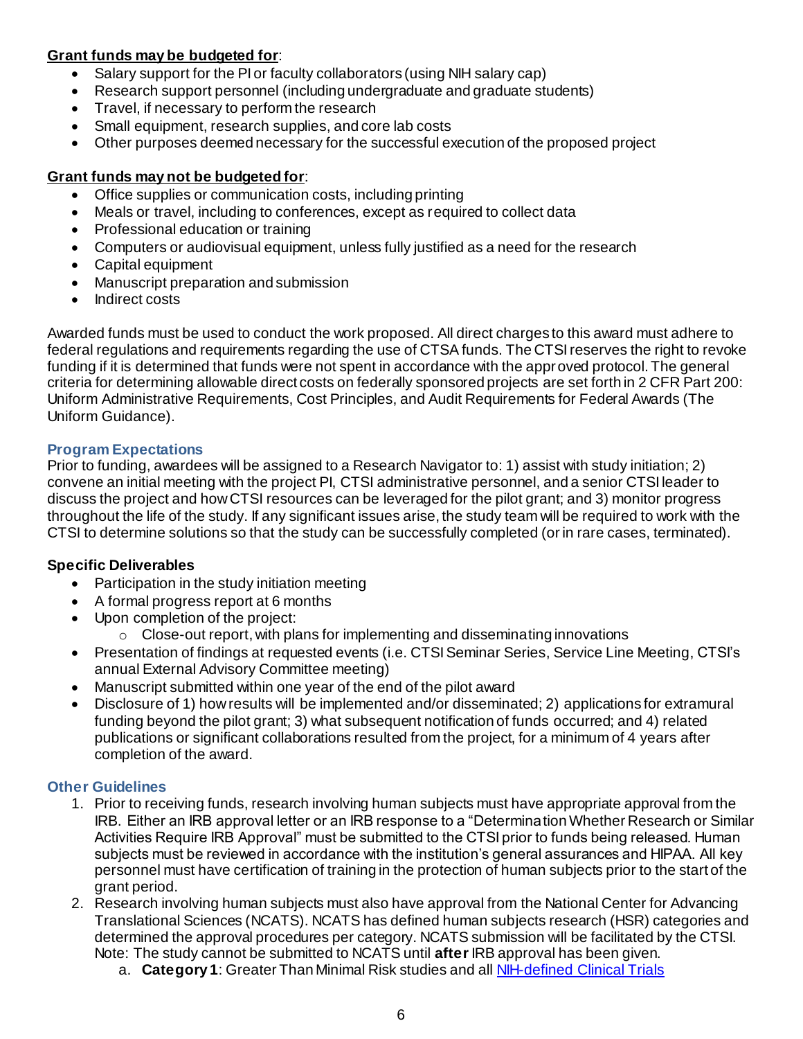**Grant funds may be budgeted for**:

- Salary support for the PI or faculty collaborators (using NIH salary cap)
- Research support personnel (including undergraduate and graduate students)
- Travel, if necessary to perform the research
- Small equipment, research supplies, and core lab costs
- Other purposes deemed necessary for the successful execution of the proposed project

**Grant funds may not be budgeted for**:

- Office supplies or communication costs, including printing
- Meals or travel, including to conferences, except as required to collect data
- Professional education or training
- Computers or audiovisual equipment, unless fully justified as a need for the research
- Capital equipment
- Manuscript preparation and submission
- Indirect costs

Awarded funds must be used to conduct the work proposed. All direct charges to this award must adhere to federal regulations and requirements regarding the use of CTSA funds. The CTSI reserves the right to revoke funding if it is determined that funds were not spent in accordance with the approved protocol. The general criteria for determining allowable direct costs on federally sponsored projects are set forth in 2 CFR Part 200: Uniform Administrative Requirements, Cost Principles, and Audit Requirements for Federal Awards (The Uniform Guidance).

### Program Expectations

Prior to funding, awardees will be assigned to a Research Navigator to: 1) assist with study initiation; 2) convene an initial meeting with the project PI, CTSI administrative personnel, and a senior CTSI leader to discuss the project and how CTSI resources can be leveraged for the pilot grant; and 3) monitor progress throughout the life of the study. If any significant issues arise, the study team will be required to work with the CTSI to determine solutions so that the study can be successfully completed (or in rare cases, terminated).

**Specific Deliverables**

- Participation in the study initiation meeting
- A formal progress report at 6 months
- Upon completion of the project:
  - Close-out report, with plans for implementing and disseminating innovations
- Presentation of findings at requested events (i.e. CTSI Seminar Series, Service Line Meeting, CTSI's annual External Advisory Committee meeting)
- Manuscript submitted within one year of the end of the pilot award
- Disclosure of 1) how results will be implemented and/or disseminated; 2) applications for extramural funding beyond the pilot grant; 3) what subsequent notification of funds occurred; and 4) related publications or significant collaborations resulted from the project, for a minimum of 4 years after completion of the award.

### Other Guidelines

1. Prior to receiving funds, research involving human subjects must have appropriate approval from the IRB. Either an IRB approval letter or an IRB response to a "Determination Whether Research or Similar Activities Require IRB Approval" must be submitted to the CTSI prior to funds being released. Human subjects must be reviewed in accordance with the institution's general assurances and HIPAA. All key personnel must have certification of training in the protection of human subjects prior to the start of the grant period.
2. Research involving human subjects must also have approval from the National Center for Advancing Translational Sciences (NCATS). NCATS has defined human subjects research (HSR) categories and determined the approval procedures per category. NCATS submission will be facilitated by the CTSI. Note: The study cannot be submitted to NCATS until **after** IRB approval has been given.
   a. **Category 1**: Greater Than Minimal Risk studies and all NIH-defined Clinical Trials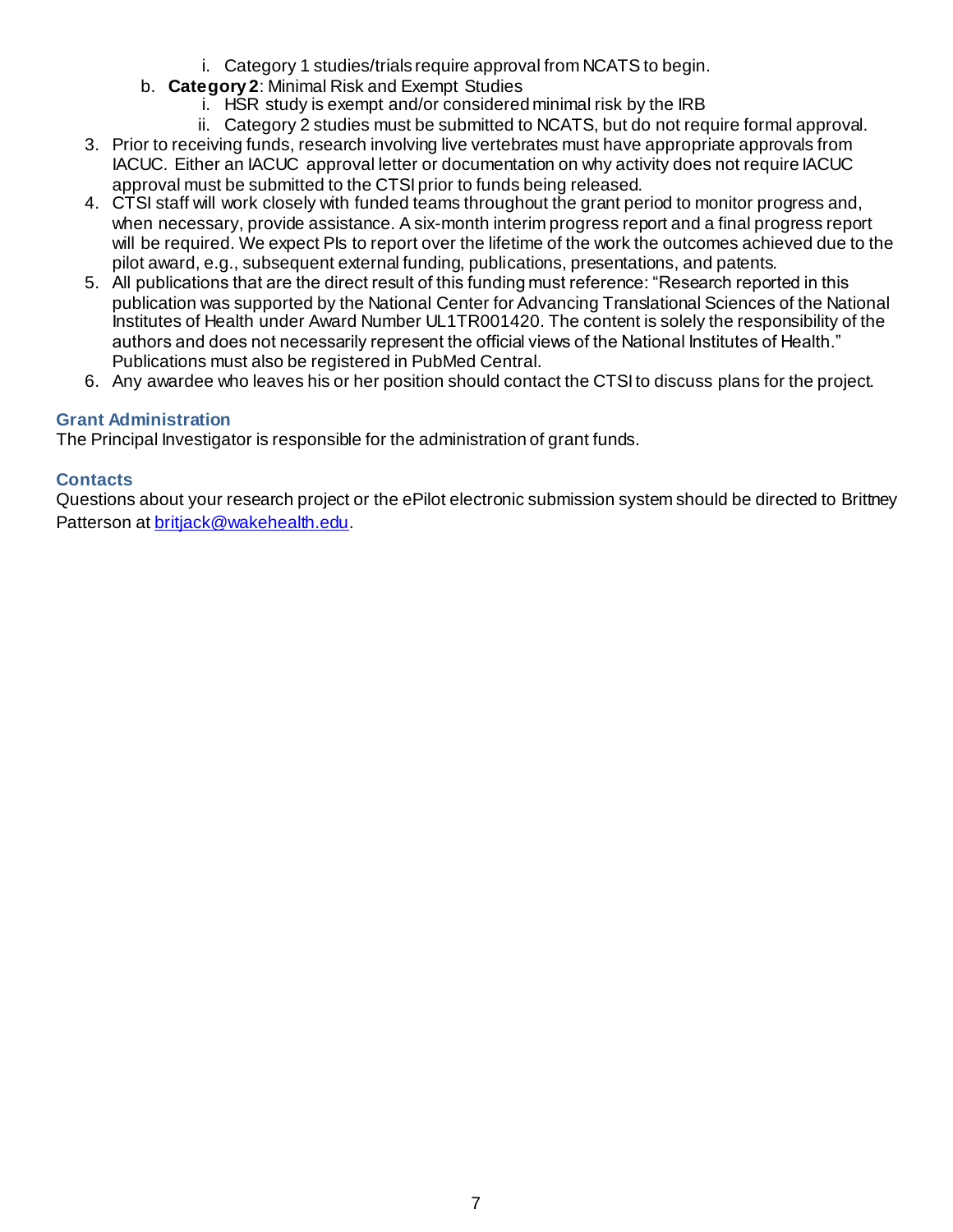i. Category 1 studies/trials require approval from NCATS to begin.
   b. **Category 2**: Minimal Risk and Exempt Studies
      i. HSR study is exempt and/or considered minimal risk by the IRB
      ii. Category 2 studies must be submitted to NCATS, but do not require formal approval.
3. Prior to receiving funds, research involving live vertebrates must have appropriate approvals from IACUC. Either an IACUC approval letter or documentation on why activity does not require IACUC approval must be submitted to the CTSI prior to funds being released.
4. CTSI staff will work closely with funded teams throughout the grant period to monitor progress and, when necessary, provide assistance. A six-month interim progress report and a final progress report will be required. We expect PIs to report over the lifetime of the work the outcomes achieved due to the pilot award, e.g., subsequent external funding, publications, presentations, and patents.
5. All publications that are the direct result of this funding must reference: "Research reported in this publication was supported by the National Center for Advancing Translational Sciences of the National Institutes of Health under Award Number UL1TR001420. The content is solely the responsibility of the authors and does not necessarily represent the official views of the National Institutes of Health." Publications must also be registered in PubMed Central.
6. Any awardee who leaves his or her position should contact the CTSI to discuss plans for the project.

## Grant Administration

The Principal Investigator is responsible for the administration of grant funds.

## Contacts

Questions about your research project or the ePilot electronic submission system should be directed to Brittney Patterson at britjack@wakehealth.edu.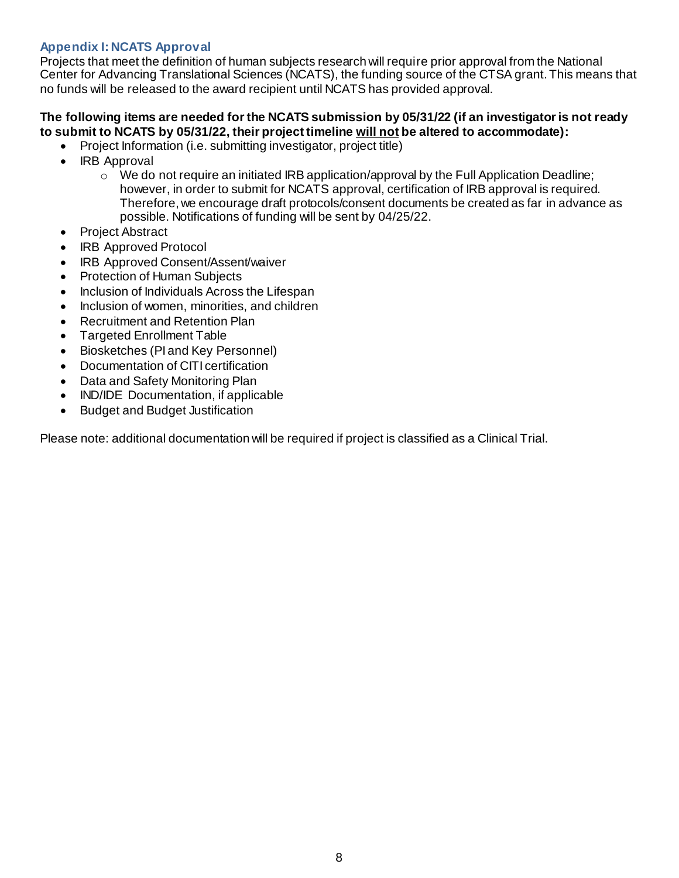## Appendix I: NCATS Approval

Projects that meet the definition of human subjects research will require prior approval from the National Center for Advancing Translational Sciences (NCATS), the funding source of the CTSA grant. This means that no funds will be released to the award recipient until NCATS has provided approval.

**The following items are needed for the NCATS submission by 05/31/22 (if an investigator is not ready to submit to NCATS by 05/31/22, their project timeline <u>will not</u> be altered to accommodate):**

- Project Information (i.e. submitting investigator, project title)
- IRB Approval
    - We do not require an initiated IRB application/approval by the Full Application Deadline; however, in order to submit for NCATS approval, certification of IRB approval is required. Therefore, we encourage draft protocols/consent documents be created as far in advance as possible. Notifications of funding will be sent by 04/25/22.
- Project Abstract
- IRB Approved Protocol
- IRB Approved Consent/Assent/waiver
- Protection of Human Subjects
- Inclusion of Individuals Across the Lifespan
- Inclusion of women, minorities, and children
- Recruitment and Retention Plan
- Targeted Enrollment Table
- Biosketches (PI and Key Personnel)
- Documentation of CITI certification
- Data and Safety Monitoring Plan
- IND/IDE Documentation, if applicable
- Budget and Budget Justification

Please note: additional documentation will be required if project is classified as a Clinical Trial.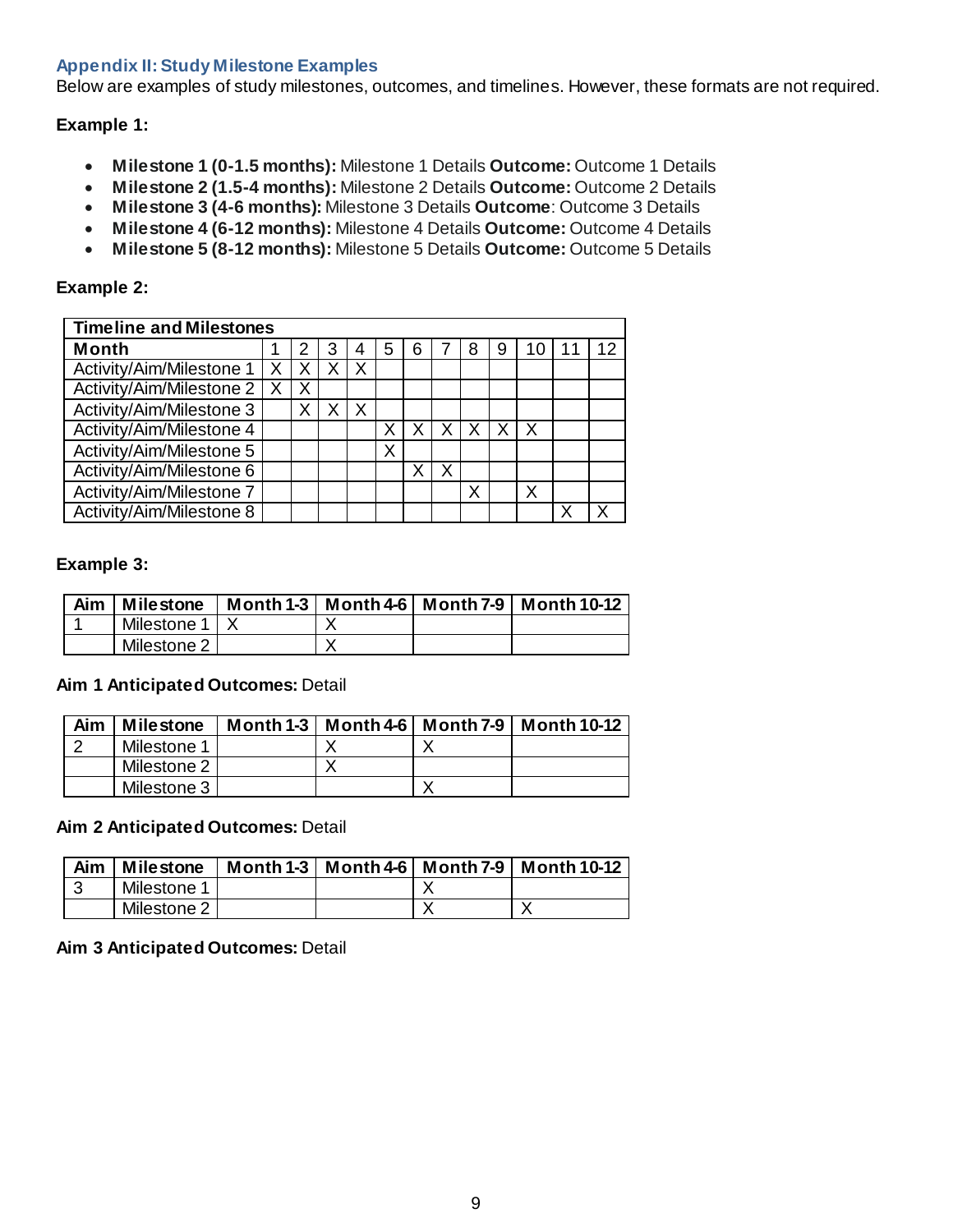### Appendix II: Study Milestone Examples

Below are examples of study milestones, outcomes, and timelines. However, these formats are not required.

**Example 1:**

- **Milestone 1 (0-1.5 months):** Milestone 1 Details **Outcome:** Outcome 1 Details
- **Milestone 2 (1.5-4 months):** Milestone 2 Details **Outcome:** Outcome 2 Details
- **Milestone 3 (4-6 months):** Milestone 3 Details **Outcome**: Outcome 3 Details
- **Milestone 4 (6-12 months):** Milestone 4 Details **Outcome:** Outcome 4 Details
- **Milestone 5 (8-12 months):** Milestone 5 Details **Outcome:** Outcome 5 Details

**Example 2:**

| **Timeline and Milestones** | | | | | | | | | | | | |
|---|---|---|---|---|---|---|---|---|---|---|---|---|
| **Month** | 1 | 2 | 3 | 4 | 5 | 6 | 7 | 8 | 9 | 10 | 11 | 12 |
| Activity/Aim/Milestone 1 | X | X | X | X | | | | | | | | |
| Activity/Aim/Milestone 2 | X | X | | | | | | | | | | |
| Activity/Aim/Milestone 3 | | X | X | X | | | | | | | | |
| Activity/Aim/Milestone 4 | | | | | X | X | X | X | X | X | | |
| Activity/Aim/Milestone 5 | | | | | X | | | | | | | |
| Activity/Aim/Milestone 6 | | | | | | X | X | | | | | |
| Activity/Aim/Milestone 7 | | | | | | | | X | | X | | |
| Activity/Aim/Milestone 8 | | | | | | | | | | | X | X |

**Example 3:**

| Aim | Milestone | Month 1-3 | Month 4-6 | Month 7-9 | Month 10-12 |
|---|---|---|---|---|---|
| 1 | Milestone 1 | X | X | | |
| | Milestone 2 | | X | | |

**Aim 1 Anticipated Outcomes:** Detail

| Aim | Milestone | Month 1-3 | Month 4-6 | Month 7-9 | Month 10-12 |
|---|---|---|---|---|---|
| 2 | Milestone 1 | | X | X | |
| | Milestone 2 | | X | | |
| | Milestone 3 | | | X | |

**Aim 2 Anticipated Outcomes:** Detail

| Aim | Milestone | Month 1-3 | Month 4-6 | Month 7-9 | Month 10-12 |
|---|---|---|---|---|---|
| 3 | Milestone 1 | | | X | |
| | Milestone 2 | | | X | X |

**Aim 3 Anticipated Outcomes:** Detail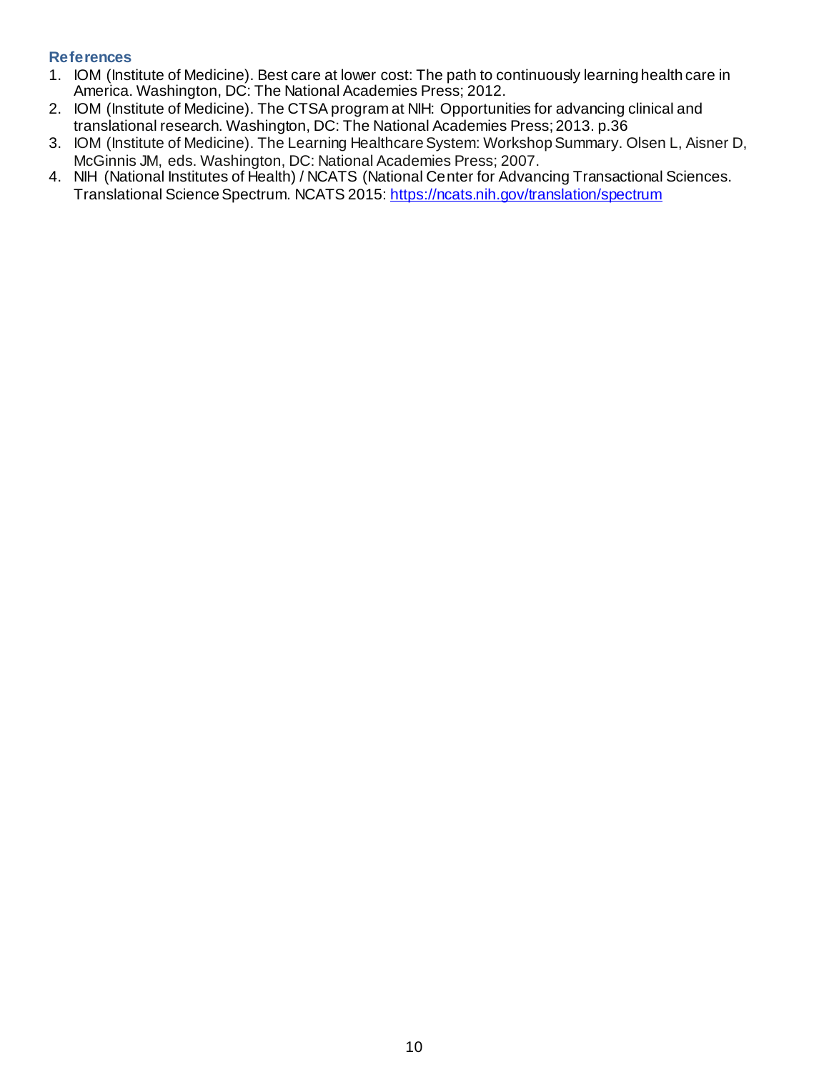### References

1. IOM (Institute of Medicine). Best care at lower cost: The path to continuously learning health care in America. Washington, DC: The National Academies Press; 2012.
2. IOM (Institute of Medicine). The CTSA program at NIH: Opportunities for advancing clinical and translational research. Washington, DC: The National Academies Press; 2013. p.36
3. IOM (Institute of Medicine). The Learning Healthcare System: Workshop Summary. Olsen L, Aisner D, McGinnis JM, eds. Washington, DC: National Academies Press; 2007.
4. NIH (National Institutes of Health) / NCATS (National Center for Advancing Transactional Sciences. Translational Science Spectrum. NCATS 2015: https://ncats.nih.gov/translation/spectrum